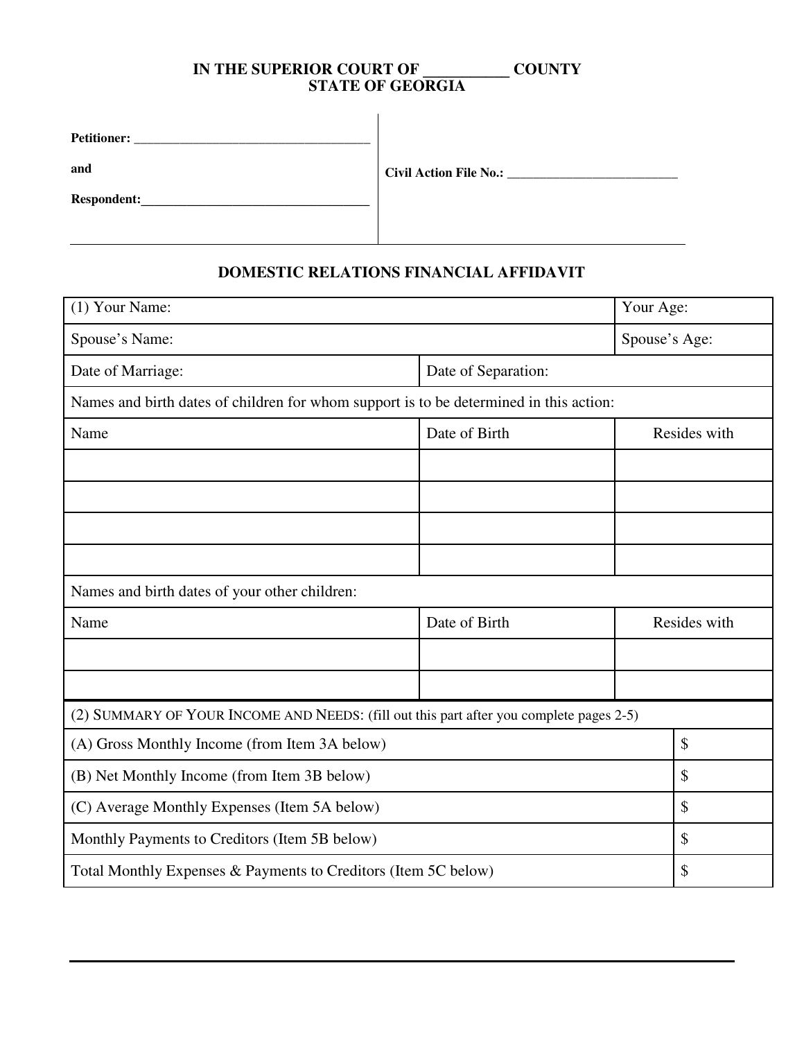**IN THE SUPERIOR COURT OF \_\_\_\_\_\_\_\_\_\_\_ COUNTY**
**STATE OF GEORGIA**

| | |
|---|---|
| **Petitioner:** \_\_\_\_\_\_\_\_\_\_\_\_\_\_\_\_\_\_\_\_\_\_\_\_\_\_\_\_\_\_\_\_\_\_\_\_\_<br><br>**and**<br><br>**Respondent:**\_\_\_\_\_\_\_\_\_\_\_\_\_\_\_\_\_\_\_\_\_\_\_\_\_\_\_\_\_\_\_\_\_\_\_ | **Civil Action File No.:** \_\_\_\_\_\_\_\_\_\_\_\_\_\_\_\_\_\_\_\_\_\_\_\_\_\_ |

## DOMESTIC RELATIONS FINANCIAL AFFIDAVIT

| | | |
|---|---|---|
| (1) Your Name: | | Your Age: |
| Spouse's Name: | | Spouse's Age: |
| Date of Marriage: | Date of Separation: | |
| Names and birth dates of children for whom support is to be determined in this action: | | |
| Name | Date of Birth | Resides with |
| | | |
| | | |
| | | |
| | | |
| Names and birth dates of your other children: | | |
| Name | Date of Birth | Resides with |
| | | |
| | | |

| | |
|---|---|
| (2) SUMMARY OF YOUR INCOME AND NEEDS: (fill out this part after you complete pages 2-5) | |
| (A) Gross Monthly Income (from Item 3A below) | $ |
| (B) Net Monthly Income (from Item 3B below) | $ |
| (C) Average Monthly Expenses (Item 5A below) | $ |
| Monthly Payments to Creditors (Item 5B below) | $ |
| Total Monthly Expenses & Payments to Creditors (Item 5C below) | $ |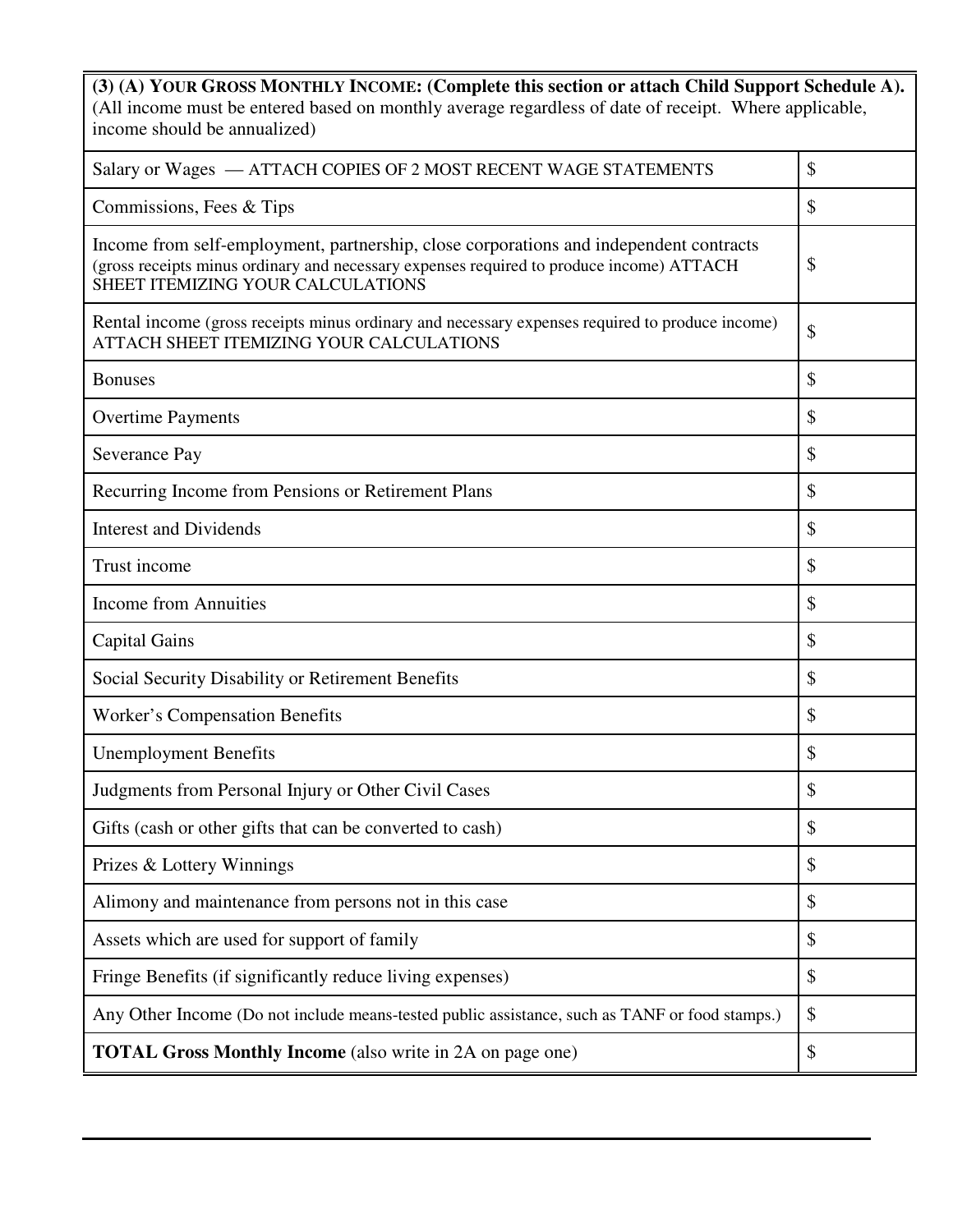| **(3) (A) Your Gross Monthly Income: (Complete this section or attach Child Support Schedule A).** (All income must be entered based on monthly average regardless of date of receipt. Where applicable, income should be annualized) | |
|---|---|
| Salary or Wages — ATTACH COPIES OF 2 MOST RECENT WAGE STATEMENTS | $ |
| Commissions, Fees & Tips | $ |
| Income from self-employment, partnership, close corporations and independent contracts (gross receipts minus ordinary and necessary expenses required to produce income) ATTACH SHEET ITEMIZING YOUR CALCULATIONS | $ |
| Rental income (gross receipts minus ordinary and necessary expenses required to produce income) ATTACH SHEET ITEMIZING YOUR CALCULATIONS | $ |
| Bonuses | $ |
| Overtime Payments | $ |
| Severance Pay | $ |
| Recurring Income from Pensions or Retirement Plans | $ |
| Interest and Dividends | $ |
| Trust income | $ |
| Income from Annuities | $ |
| Capital Gains | $ |
| Social Security Disability or Retirement Benefits | $ |
| Worker's Compensation Benefits | $ |
| Unemployment Benefits | $ |
| Judgments from Personal Injury or Other Civil Cases | $ |
| Gifts (cash or other gifts that can be converted to cash) | $ |
| Prizes & Lottery Winnings | $ |
| Alimony and maintenance from persons not in this case | $ |
| Assets which are used for support of family | $ |
| Fringe Benefits (if significantly reduce living expenses) | $ |
| Any Other Income (Do not include means-tested public assistance, such as TANF or food stamps.) | $ |
| **TOTAL Gross Monthly Income** (also write in 2A on page one) | $ |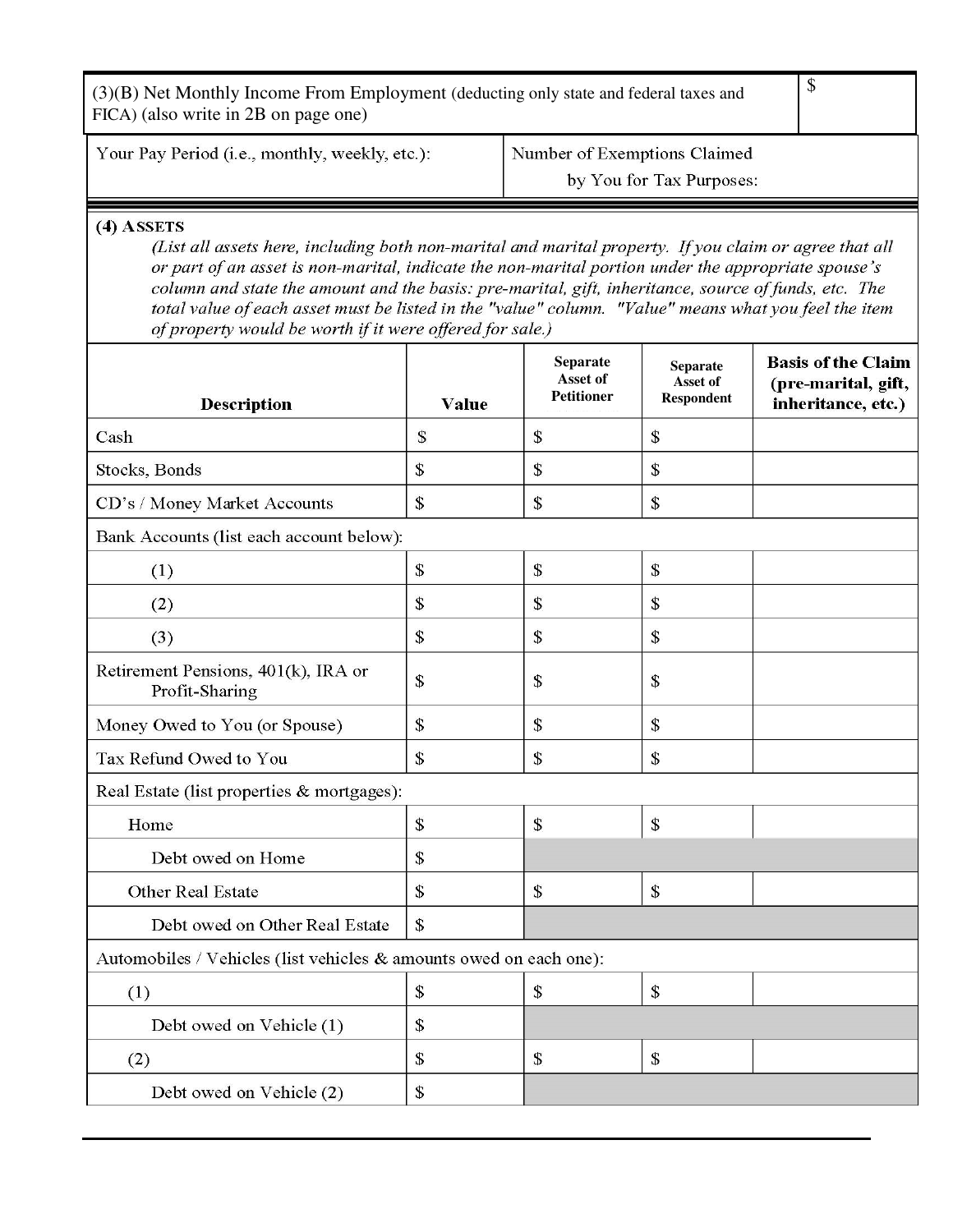| (3)(B) Net Monthly Income From Employment (deducting only state and federal taxes and FICA) (also write in 2B on page one) | $ |
| --- | --- |

| Your Pay Period (i.e., monthly, weekly, etc.): | Number of Exemptions Claimed by You for Tax Purposes: |
| --- | --- |

**(4) ASSETS**

*(List all assets here, including both non-marital and marital property. If you claim or agree that all or part of an asset is non-marital, indicate the non-marital portion under the appropriate spouse's column and state the amount and the basis: pre-marital, gift, inheritance, source of funds, etc. The total value of each asset must be listed in the "value" column. "Value" means what you feel the item of property would be worth if it were offered for sale.)*

| Description | Value | Separate Asset of Petitioner | Separate Asset of Respondent | Basis of the Claim (pre-marital, gift, inheritance, etc.) |
| --- | --- | --- | --- | --- |
| Cash | $ | $ | $ | |
| Stocks, Bonds | $ | $ | $ | |
| CD's / Money Market Accounts | $ | $ | $ | |
| Bank Accounts (list each account below): | | | | |
| (1) | $ | $ | $ | |
| (2) | $ | $ | $ | |
| (3) | $ | $ | $ | |
| Retirement Pensions, 401(k), IRA or Profit-Sharing | $ | $ | $ | |
| Money Owed to You (or Spouse) | $ | $ | $ | |
| Tax Refund Owed to You | $ | $ | $ | |
| Real Estate (list properties & mortgages): | | | | |
| Home | $ | $ | $ | |
| Debt owed on Home | $ | | | |
| Other Real Estate | $ | $ | $ | |
| Debt owed on Other Real Estate | $ | | | |
| Automobiles / Vehicles (list vehicles & amounts owed on each one): | | | | |
| (1) | $ | $ | $ | |
| Debt owed on Vehicle (1) | $ | | | |
| (2) | $ | $ | $ | |
| Debt owed on Vehicle (2) | $ | | | |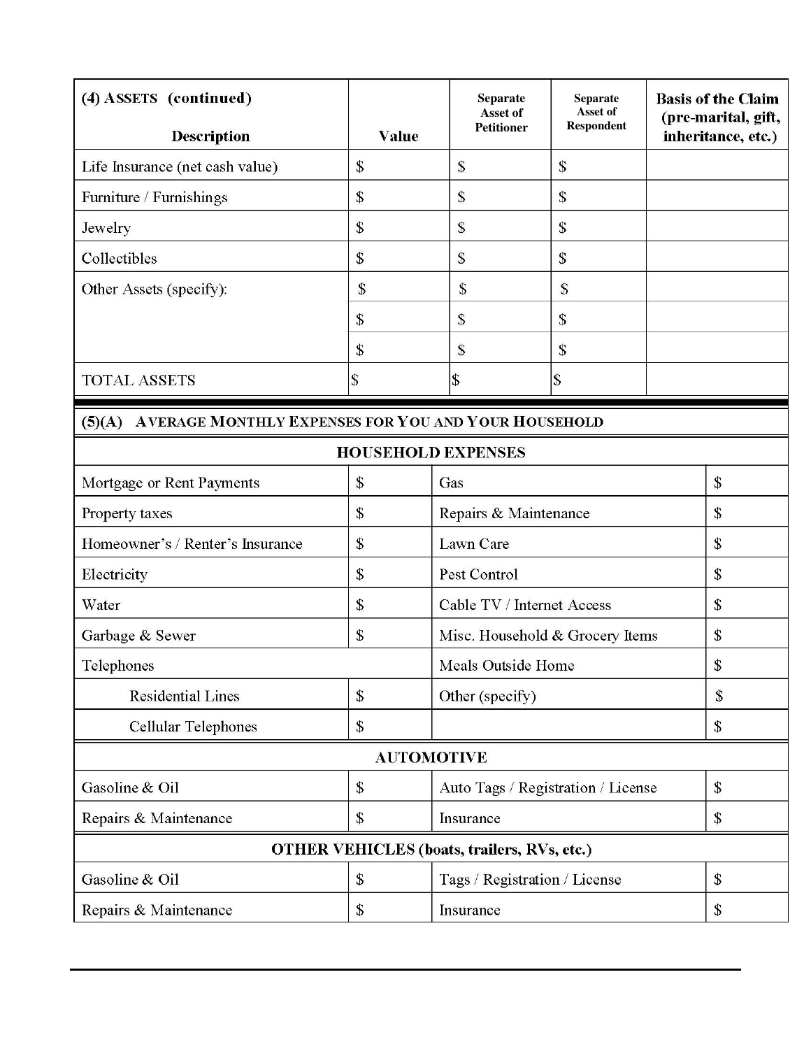| (4) ASSETS (continued)<br>Description | Value | Separate Asset of Petitioner | Separate Asset of Respondent | Basis of the Claim (pre-marital, gift, inheritance, etc.) |
|---|---|---|---|---|
| Life Insurance (net cash value) | $ | $ | $ | |
| Furniture / Furnishings | $ | $ | $ | |
| Jewelry | $ | $ | $ | |
| Collectibles | $ | $ | $ | |
| Other Assets (specify): | $ | $ | $ | |
| | $ | $ | $ | |
| | $ | $ | $ | |
| TOTAL ASSETS | $ | $ | $ | |

## (5)(A) AVERAGE MONTHLY EXPENSES FOR YOU AND YOUR HOUSEHOLD

| HOUSEHOLD EXPENSES | | | |
|---|---|---|---|
| Mortgage or Rent Payments | $ | Gas | $ |
| Property taxes | $ | Repairs & Maintenance | $ |
| Homeowner's / Renter's Insurance | $ | Lawn Care | $ |
| Electricity | $ | Pest Control | $ |
| Water | $ | Cable TV / Internet Access | $ |
| Garbage & Sewer | $ | Misc. Household & Grocery Items | $ |
| Telephones | | Meals Outside Home | $ |
| Residential Lines | $ | Other (specify) | $ |
| Cellular Telephones | $ | | $ |

| AUTOMOTIVE | | | |
|---|---|---|---|
| Gasoline & Oil | $ | Auto Tags / Registration / License | $ |
| Repairs & Maintenance | $ | Insurance | $ |

| OTHER VEHICLES (boats, trailers, RVs, etc.) | | | |
|---|---|---|---|
| Gasoline & Oil | $ | Tags / Registration / License | $ |
| Repairs & Maintenance | $ | Insurance | $ |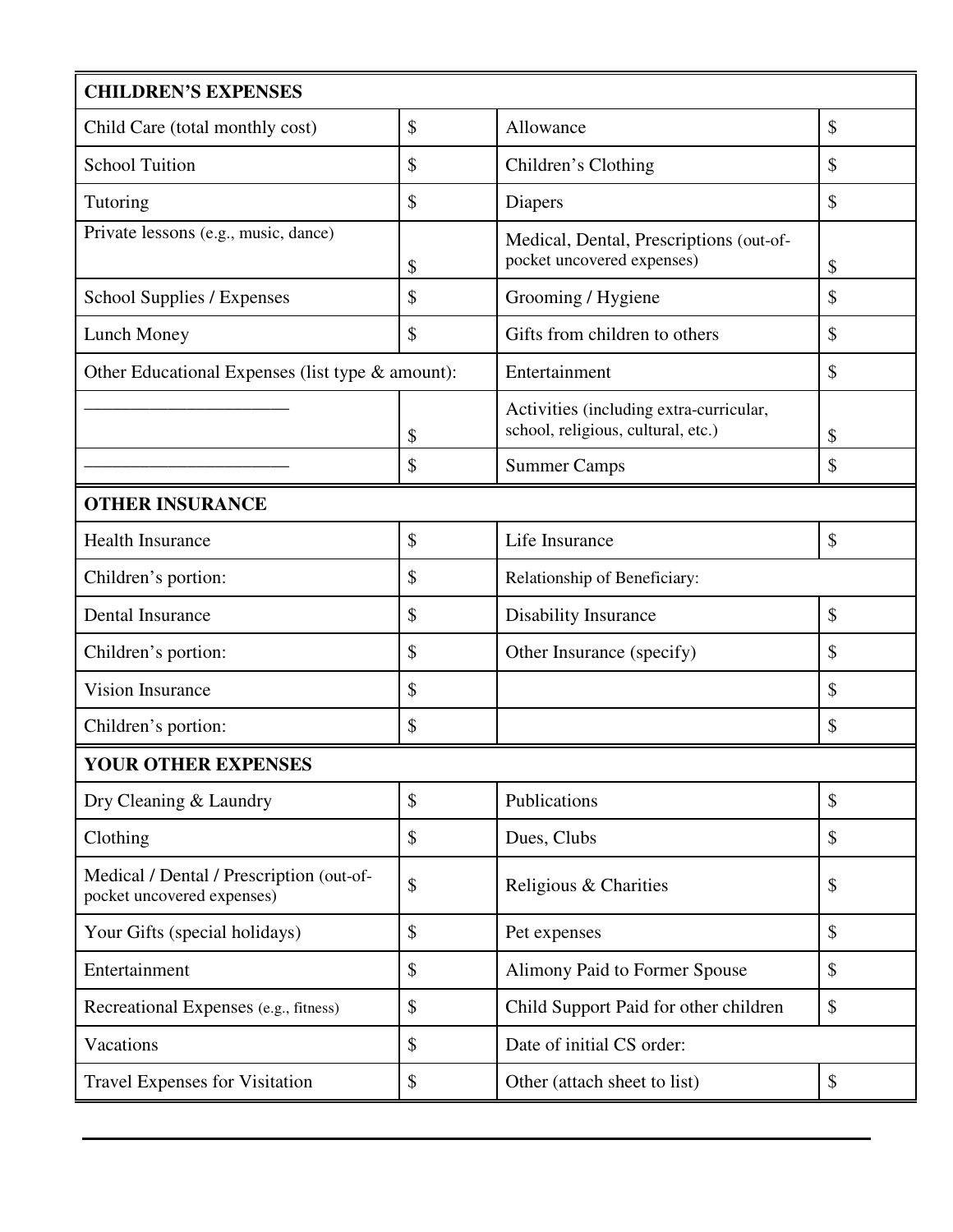| CHILDREN'S EXPENSES | | | |
|---|---|---|---|
| Child Care (total monthly cost) | $ | Allowance | $ |
| School Tuition | $ | Children's Clothing | $ |
| Tutoring | $ | Diapers | $ |
| Private lessons (e.g., music, dance) | $ | Medical, Dental, Prescriptions (out-of-pocket uncovered expenses) | $ |
| School Supplies / Expenses | $ | Grooming / Hygiene | $ |
| Lunch Money | $ | Gifts from children to others | $ |
| Other Educational Expenses (list type & amount): | | Entertainment | $ |
| ____________________ | $ | Activities (including extra-curricular, school, religious, cultural, etc.) | $ |
| ____________________ | $ | Summer Camps | $ |
| **OTHER INSURANCE** | | | |
| Health Insurance | $ | Life Insurance | $ |
| Children's portion: | $ | Relationship of Beneficiary: | |
| Dental Insurance | $ | Disability Insurance | $ |
| Children's portion: | $ | Other Insurance (specify) | $ |
| Vision Insurance | $ | | $ |
| Children's portion: | $ | | $ |
| **YOUR OTHER EXPENSES** | | | |
| Dry Cleaning & Laundry | $ | Publications | $ |
| Clothing | $ | Dues, Clubs | $ |
| Medical / Dental / Prescription (out-of-pocket uncovered expenses) | $ | Religious & Charities | $ |
| Your Gifts (special holidays) | $ | Pet expenses | $ |
| Entertainment | $ | Alimony Paid to Former Spouse | $ |
| Recreational Expenses (e.g., fitness) | $ | Child Support Paid for other children | $ |
| Vacations | $ | Date of initial CS order: | |
| Travel Expenses for Visitation | $ | Other (attach sheet to list) | $ |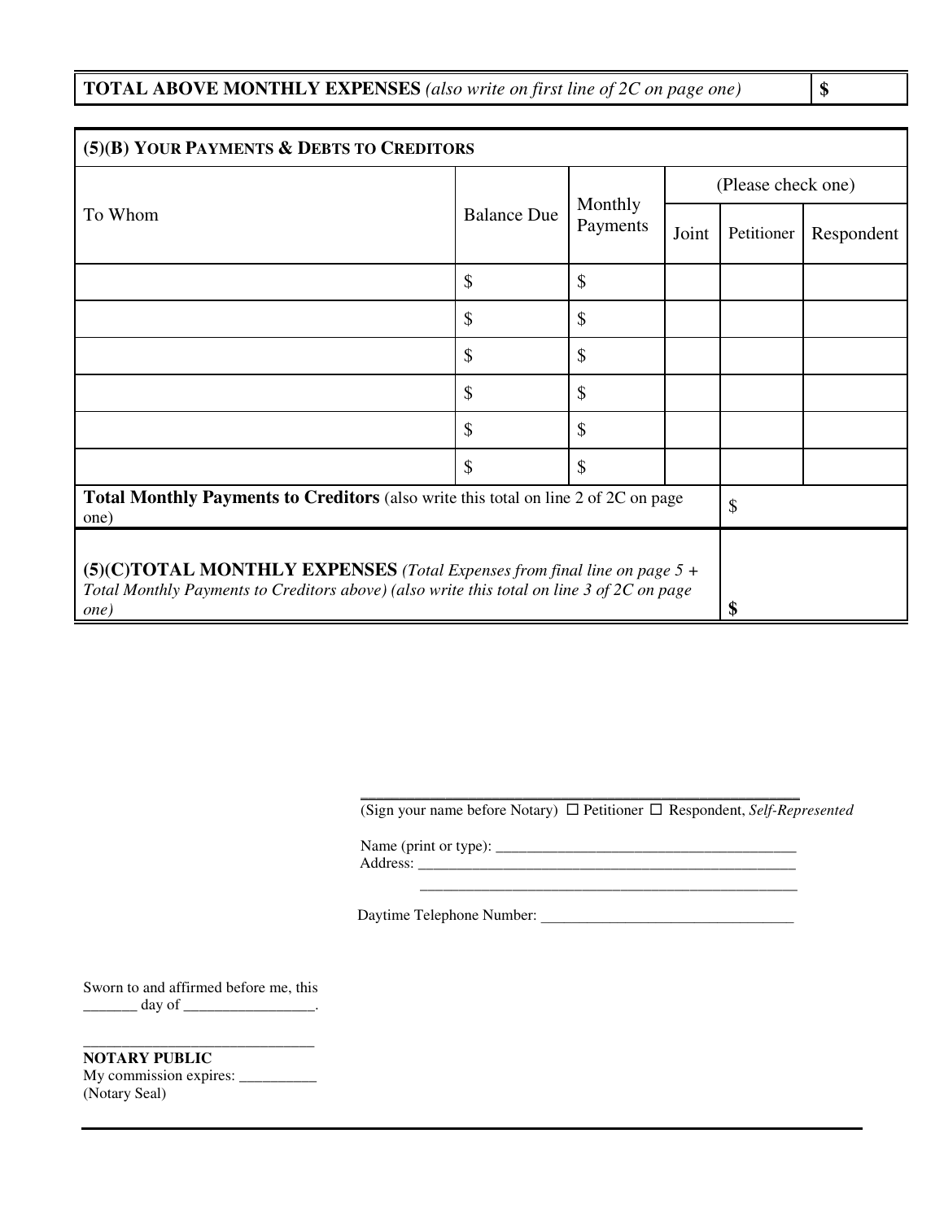| **TOTAL ABOVE MONTHLY EXPENSES** *(also write on first line of 2C on page one)* | **$** |
|---|---|

| **(5)(B) YOUR PAYMENTS & DEBTS TO CREDITORS** | | | | | |
|---|---|---|---|---|---|
| To Whom | Balance Due | Monthly Payments | (Please check one) | | |
| | | | Joint | Petitioner | Respondent |
| | $ | $ | | | |
| | $ | $ | | | |
| | $ | $ | | | |
| | $ | $ | | | |
| | $ | $ | | | |
| | $ | $ | | | |
| **Total Monthly Payments to Creditors** (also write this total on line 2 of 2C on page one) | | | | $ | |
| **(5)(C)TOTAL MONTHLY EXPENSES** *(Total Expenses from final line on page 5 + Total Monthly Payments to Creditors above) (also write this total on line 3 of 2C on page one)* | | | | **$** | |

______________________________________________________
(Sign your name before Notary) ☐ Petitioner ☐ Respondent, *Self-Represented*

Name (print or type): ________________________________________
Address: ____________________________________________________
____________________________________________________

Daytime Telephone Number: __________________________________

Sworn to and affirmed before me, this _______ day of _________________.

______________________________
**NOTARY PUBLIC**
My commission expires: __________
(Notary Seal)